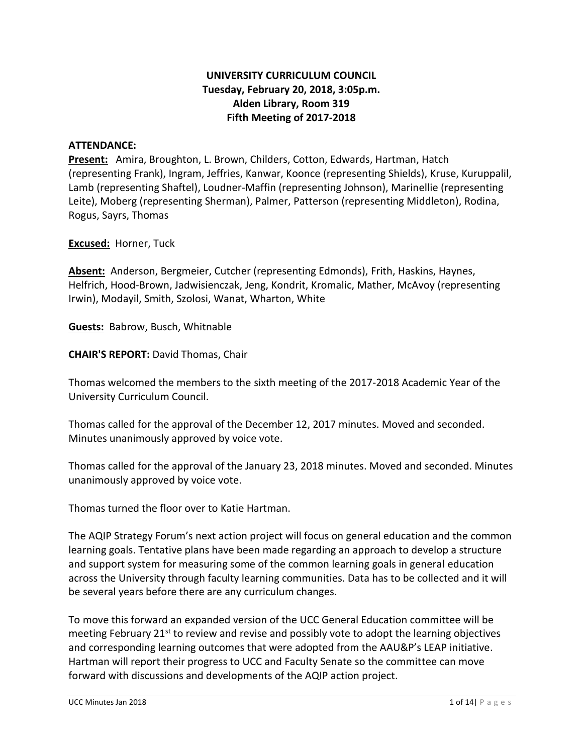**UNIVERSITY CURRICULUM COUNCIL**
**Tuesday, February 20, 2018, 3:05p.m.**
**Alden Library, Room 319**
**Fifth Meeting of 2017-2018**

**ATTENDANCE:**

**Present:** Amira, Broughton, L. Brown, Childers, Cotton, Edwards, Hartman, Hatch (representing Frank), Ingram, Jeffries, Kanwar, Koonce (representing Shields), Kruse, Kuruppalil, Lamb (representing Shaftel), Loudner-Maffin (representing Johnson), Marinellie (representing Leite), Moberg (representing Sherman), Palmer, Patterson (representing Middleton), Rodina, Rogus, Sayrs, Thomas

**Excused:** Horner, Tuck

**Absent:** Anderson, Bergmeier, Cutcher (representing Edmonds), Frith, Haskins, Haynes, Helfrich, Hood-Brown, Jadwisienczak, Jeng, Kondrit, Kromalic, Mather, McAvoy (representing Irwin), Modayil, Smith, Szolosi, Wanat, Wharton, White

**Guests:** Babrow, Busch, Whitnable

**CHAIR'S REPORT:** David Thomas, Chair

Thomas welcomed the members to the sixth meeting of the 2017-2018 Academic Year of the University Curriculum Council.

Thomas called for the approval of the December 12, 2017 minutes. Moved and seconded. Minutes unanimously approved by voice vote.

Thomas called for the approval of the January 23, 2018 minutes. Moved and seconded. Minutes unanimously approved by voice vote.

Thomas turned the floor over to Katie Hartman.

The AQIP Strategy Forum's next action project will focus on general education and the common learning goals. Tentative plans have been made regarding an approach to develop a structure and support system for measuring some of the common learning goals in general education across the University through faculty learning communities. Data has to be collected and it will be several years before there are any curriculum changes.

To move this forward an expanded version of the UCC General Education committee will be meeting February 21st to review and revise and possibly vote to adopt the learning objectives and corresponding learning outcomes that were adopted from the AAU&P's LEAP initiative. Hartman will report their progress to UCC and Faculty Senate so the committee can move forward with discussions and developments of the AQIP action project.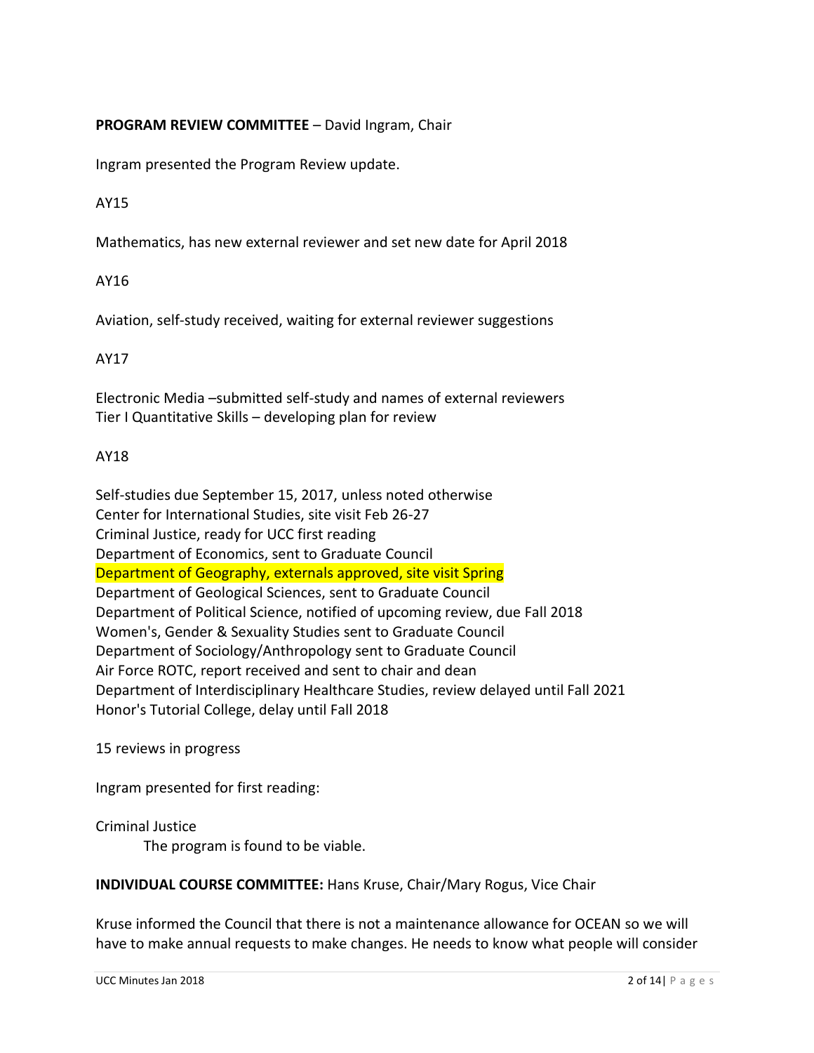**PROGRAM REVIEW COMMITTEE** – David Ingram, Chair

Ingram presented the Program Review update.

AY15

Mathematics, has new external reviewer and set new date for April 2018

AY16

Aviation, self-study received, waiting for external reviewer suggestions

AY17

Electronic Media –submitted self-study and names of external reviewers
Tier I Quantitative Skills – developing plan for review

AY18

Self-studies due September 15, 2017, unless noted otherwise
Center for International Studies, site visit Feb 26-27
Criminal Justice, ready for UCC first reading
Department of Economics, sent to Graduate Council
Department of Geography, externals approved, site visit Spring
Department of Geological Sciences, sent to Graduate Council
Department of Political Science, notified of upcoming review, due Fall 2018
Women's, Gender & Sexuality Studies sent to Graduate Council
Department of Sociology/Anthropology sent to Graduate Council
Air Force ROTC, report received and sent to chair and dean
Department of Interdisciplinary Healthcare Studies, review delayed until Fall 2021
Honor's Tutorial College, delay until Fall 2018

15 reviews in progress

Ingram presented for first reading:

Criminal Justice
The program is found to be viable.

**INDIVIDUAL COURSE COMMITTEE:** Hans Kruse, Chair/Mary Rogus, Vice Chair

Kruse informed the Council that there is not a maintenance allowance for OCEAN so we will have to make annual requests to make changes. He needs to know what people will consider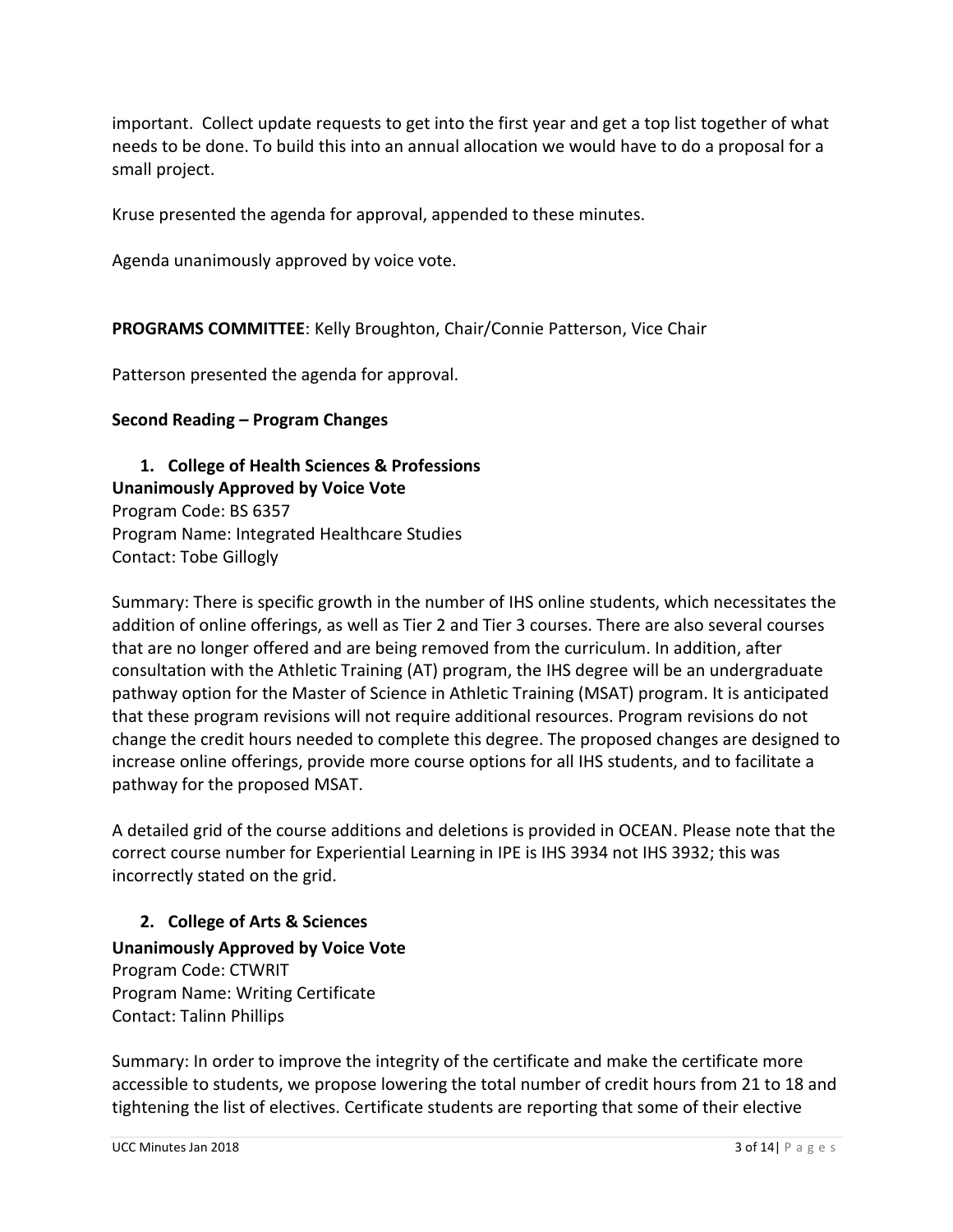important. Collect update requests to get into the first year and get a top list together of what needs to be done. To build this into an annual allocation we would have to do a proposal for a small project.

Kruse presented the agenda for approval, appended to these minutes.

Agenda unanimously approved by voice vote.

**PROGRAMS COMMITTEE**: Kelly Broughton, Chair/Connie Patterson, Vice Chair

Patterson presented the agenda for approval.

**Second Reading – Program Changes**

1. **College of Health Sciences & Professions**

**Unanimously Approved by Voice Vote**
Program Code: BS 6357
Program Name: Integrated Healthcare Studies
Contact: Tobe Gillogly

Summary: There is specific growth in the number of IHS online students, which necessitates the addition of online offerings, as well as Tier 2 and Tier 3 courses. There are also several courses that are no longer offered and are being removed from the curriculum. In addition, after consultation with the Athletic Training (AT) program, the IHS degree will be an undergraduate pathway option for the Master of Science in Athletic Training (MSAT) program. It is anticipated that these program revisions will not require additional resources. Program revisions do not change the credit hours needed to complete this degree. The proposed changes are designed to increase online offerings, provide more course options for all IHS students, and to facilitate a pathway for the proposed MSAT.

A detailed grid of the course additions and deletions is provided in OCEAN. Please note that the correct course number for Experiential Learning in IPE is IHS 3934 not IHS 3932; this was incorrectly stated on the grid.

2. **College of Arts & Sciences**

**Unanimously Approved by Voice Vote**
Program Code: CTWRIT
Program Name: Writing Certificate
Contact: Talinn Phillips

Summary: In order to improve the integrity of the certificate and make the certificate more accessible to students, we propose lowering the total number of credit hours from 21 to 18 and tightening the list of electives. Certificate students are reporting that some of their elective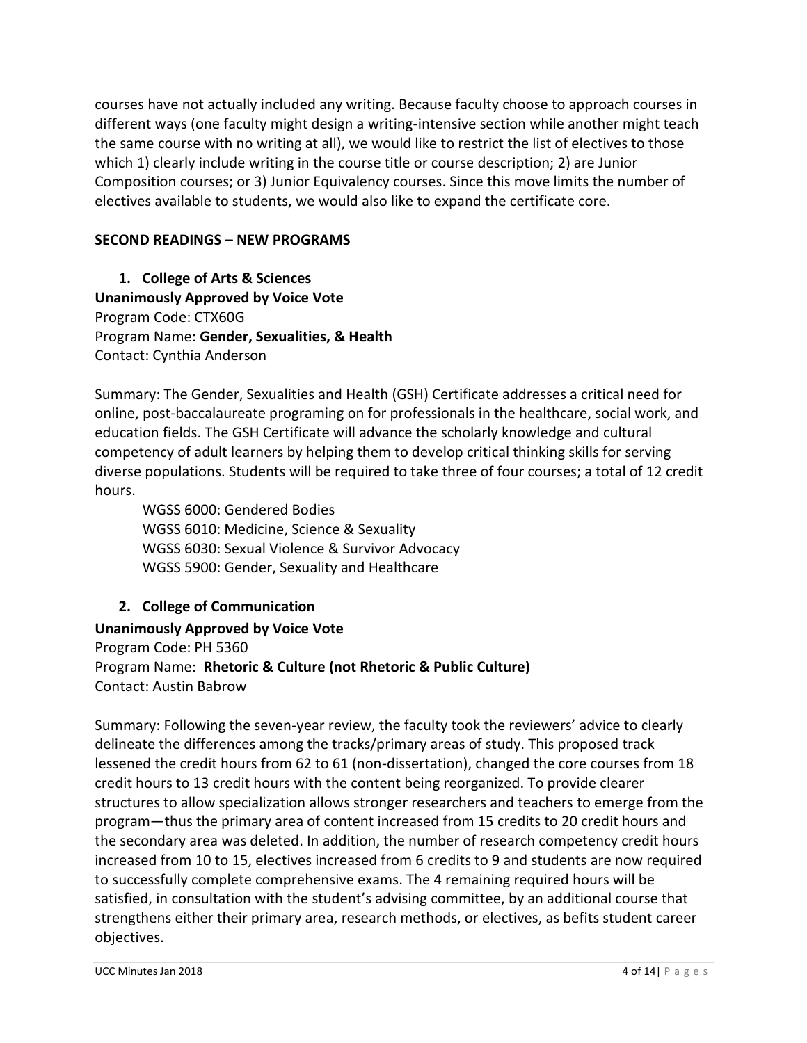courses have not actually included any writing. Because faculty choose to approach courses in different ways (one faculty might design a writing-intensive section while another might teach the same course with no writing at all), we would like to restrict the list of electives to those which 1) clearly include writing in the course title or course description; 2) are Junior Composition courses; or 3) Junior Equivalency courses. Since this move limits the number of electives available to students, we would also like to expand the certificate core.

## SECOND READINGS – NEW PROGRAMS

### 1. College of Arts & Sciences

**Unanimously Approved by Voice Vote**
Program Code: CTX60G
Program Name: **Gender, Sexualities, & Health**
Contact: Cynthia Anderson

Summary: The Gender, Sexualities and Health (GSH) Certificate addresses a critical need for online, post-baccalaureate programing on for professionals in the healthcare, social work, and education fields. The GSH Certificate will advance the scholarly knowledge and cultural competency of adult learners by helping them to develop critical thinking skills for serving diverse populations. Students will be required to take three of four courses; a total of 12 credit hours.

WGSS 6000: Gendered Bodies
WGSS 6010: Medicine, Science & Sexuality
WGSS 6030: Sexual Violence & Survivor Advocacy
WGSS 5900: Gender, Sexuality and Healthcare

### 2. College of Communication

**Unanimously Approved by Voice Vote**
Program Code: PH 5360
Program Name: **Rhetoric & Culture (not Rhetoric & Public Culture)**
Contact: Austin Babrow

Summary: Following the seven-year review, the faculty took the reviewers' advice to clearly delineate the differences among the tracks/primary areas of study. This proposed track lessened the credit hours from 62 to 61 (non-dissertation), changed the core courses from 18 credit hours to 13 credit hours with the content being reorganized. To provide clearer structures to allow specialization allows stronger researchers and teachers to emerge from the program—thus the primary area of content increased from 15 credits to 20 credit hours and the secondary area was deleted. In addition, the number of research competency credit hours increased from 10 to 15, electives increased from 6 credits to 9 and students are now required to successfully complete comprehensive exams. The 4 remaining required hours will be satisfied, in consultation with the student's advising committee, by an additional course that strengthens either their primary area, research methods, or electives, as befits student career objectives.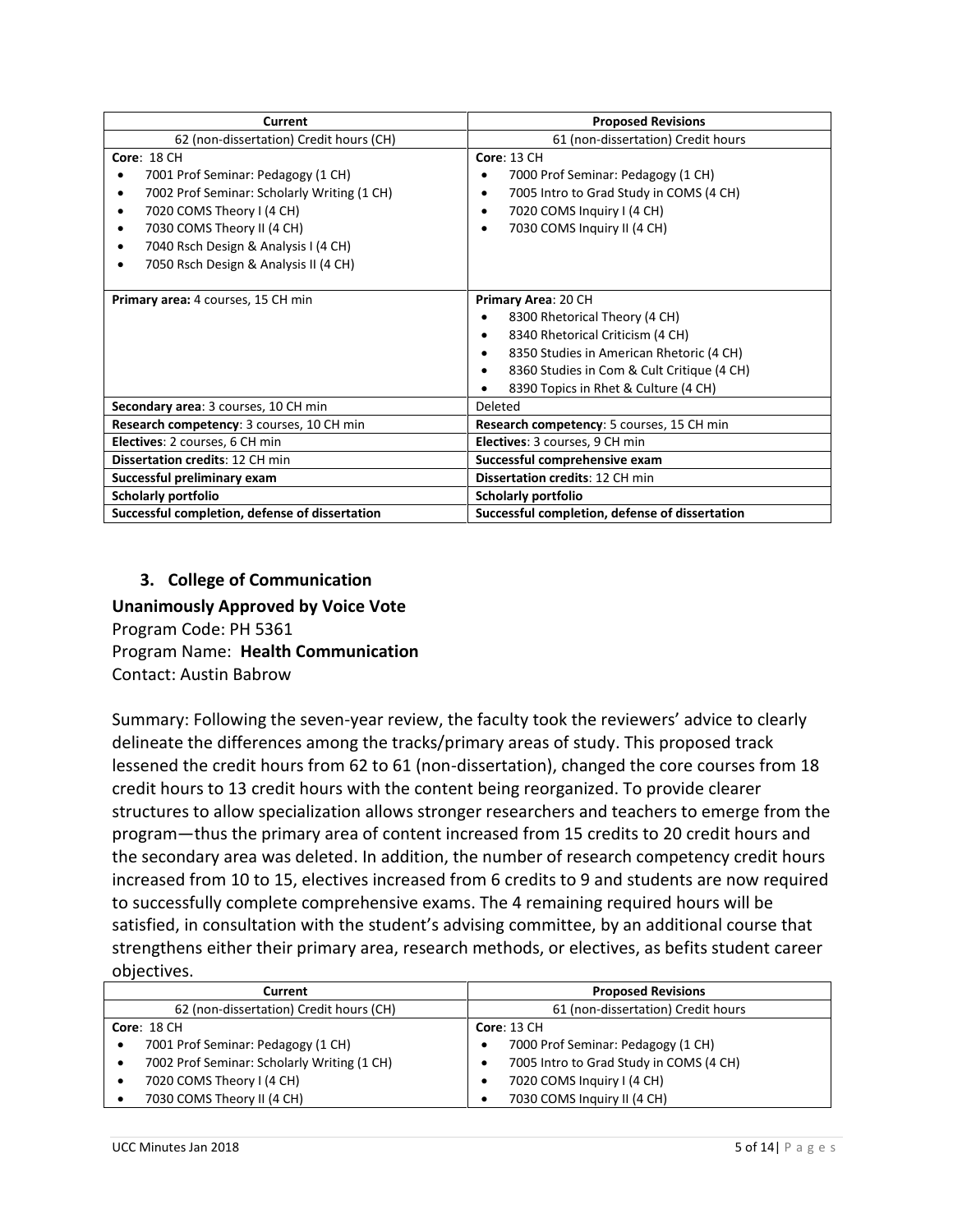| Current | Proposed Revisions |
| --- | --- |
| 62 (non-dissertation) Credit hours (CH) | 61 (non-dissertation) Credit hours |
| **Core**: 18 CH<br>• 7001 Prof Seminar: Pedagogy (1 CH)<br>• 7002 Prof Seminar: Scholarly Writing (1 CH)<br>• 7020 COMS Theory I (4 CH)<br>• 7030 COMS Theory II (4 CH)<br>• 7040 Rsch Design & Analysis I (4 CH)<br>• 7050 Rsch Design & Analysis II (4 CH) | **Core**: 13 CH<br>• 7000 Prof Seminar: Pedagogy (1 CH)<br>• 7005 Intro to Grad Study in COMS (4 CH)<br>• 7020 COMS Inquiry I (4 CH)<br>• 7030 COMS Inquiry II (4 CH) |
| **Primary area:** 4 courses, 15 CH min | **Primary Area**: 20 CH<br>• 8300 Rhetorical Theory (4 CH)<br>• 8340 Rhetorical Criticism (4 CH)<br>• 8350 Studies in American Rhetoric (4 CH)<br>• 8360 Studies in Com & Cult Critique (4 CH)<br>• 8390 Topics in Rhet & Culture (4 CH) |
| **Secondary area**: 3 courses, 10 CH min | Deleted |
| **Research competency**: 3 courses, 10 CH min | **Research competency**: 5 courses, 15 CH min |
| **Electives**: 2 courses, 6 CH min | **Electives**: 3 courses, 9 CH min |
| **Dissertation credits**: 12 CH min | **Successful comprehensive exam** |
| **Successful preliminary exam** | **Dissertation credits**: 12 CH min |
| **Scholarly portfolio** | **Scholarly portfolio** |
| **Successful completion, defense of dissertation** | **Successful completion, defense of dissertation** |

### 3. College of Communication

**Unanimously Approved by Voice Vote**

Program Code: PH 5361

Program Name: **Health Communication**

Contact: Austin Babrow

Summary: Following the seven-year review, the faculty took the reviewers' advice to clearly delineate the differences among the tracks/primary areas of study. This proposed track lessened the credit hours from 62 to 61 (non-dissertation), changed the core courses from 18 credit hours to 13 credit hours with the content being reorganized. To provide clearer structures to allow specialization allows stronger researchers and teachers to emerge from the program—thus the primary area of content increased from 15 credits to 20 credit hours and the secondary area was deleted. In addition, the number of research competency credit hours increased from 10 to 15, electives increased from 6 credits to 9 and students are now required to successfully complete comprehensive exams. The 4 remaining required hours will be satisfied, in consultation with the student's advising committee, by an additional course that strengthens either their primary area, research methods, or electives, as befits student career objectives.

| Current | Proposed Revisions |
| --- | --- |
| 62 (non-dissertation) Credit hours (CH) | 61 (non-dissertation) Credit hours |
| **Core**: 18 CH<br>• 7001 Prof Seminar: Pedagogy (1 CH)<br>• 7002 Prof Seminar: Scholarly Writing (1 CH)<br>• 7020 COMS Theory I (4 CH)<br>• 7030 COMS Theory II (4 CH) | **Core**: 13 CH<br>• 7000 Prof Seminar: Pedagogy (1 CH)<br>• 7005 Intro to Grad Study in COMS (4 CH)<br>• 7020 COMS Inquiry I (4 CH)<br>• 7030 COMS Inquiry II (4 CH) |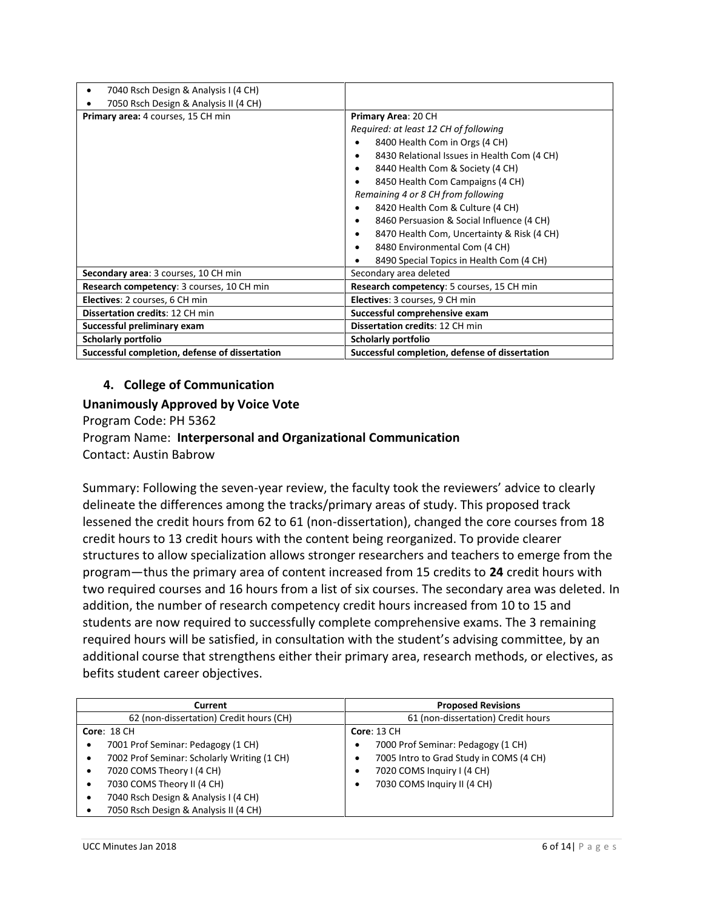| | |
|---|---|
| • 7040 Rsch Design & Analysis I (4 CH)<br>• 7050 Rsch Design & Analysis II (4 CH) | |
| **Primary area:** 4 courses, 15 CH min | **Primary Area**: 20 CH<br>*Required: at least 12 CH of following*<br>• 8400 Health Com in Orgs (4 CH)<br>• 8430 Relational Issues in Health Com (4 CH)<br>• 8440 Health Com & Society (4 CH)<br>• 8450 Health Com Campaigns (4 CH)<br>*Remaining 4 or 8 CH from following*<br>• 8420 Health Com & Culture (4 CH)<br>• 8460 Persuasion & Social Influence (4 CH)<br>• 8470 Health Com, Uncertainty & Risk (4 CH)<br>• 8480 Environmental Com (4 CH)<br>• 8490 Special Topics in Health Com (4 CH) |
| **Secondary area**: 3 courses, 10 CH min | Secondary area deleted |
| **Research competency**: 3 courses, 10 CH min | **Research competency**: 5 courses, 15 CH min |
| **Electives**: 2 courses, 6 CH min | **Electives**: 3 courses, 9 CH min |
| **Dissertation credits**: 12 CH min | **Successful comprehensive exam** |
| **Successful preliminary exam** | **Dissertation credits**: 12 CH min |
| **Scholarly portfolio** | **Scholarly portfolio** |
| **Successful completion, defense of dissertation** | **Successful completion, defense of dissertation** |

### 4. College of Communication

**Unanimously Approved by Voice Vote**

Program Code: PH 5362

Program Name: **Interpersonal and Organizational Communication**

Contact: Austin Babrow

Summary: Following the seven-year review, the faculty took the reviewers' advice to clearly delineate the differences among the tracks/primary areas of study. This proposed track lessened the credit hours from 62 to 61 (non-dissertation), changed the core courses from 18 credit hours to 13 credit hours with the content being reorganized. To provide clearer structures to allow specialization allows stronger researchers and teachers to emerge from the program—thus the primary area of content increased from 15 credits to **24** credit hours with two required courses and 16 hours from a list of six courses. The secondary area was deleted. In addition, the number of research competency credit hours increased from 10 to 15 and students are now required to successfully complete comprehensive exams. The 3 remaining required hours will be satisfied, in consultation with the student's advising committee, by an additional course that strengthens either their primary area, research methods, or electives, as befits student career objectives.

| Current | Proposed Revisions |
|---|---|
| 62 (non-dissertation) Credit hours (CH) | 61 (non-dissertation) Credit hours |
| **Core**: 18 CH<br>• 7001 Prof Seminar: Pedagogy (1 CH)<br>• 7002 Prof Seminar: Scholarly Writing (1 CH)<br>• 7020 COMS Theory I (4 CH)<br>• 7030 COMS Theory II (4 CH)<br>• 7040 Rsch Design & Analysis I (4 CH)<br>• 7050 Rsch Design & Analysis II (4 CH) | **Core**: 13 CH<br>• 7000 Prof Seminar: Pedagogy (1 CH)<br>• 7005 Intro to Grad Study in COMS (4 CH)<br>• 7020 COMS Inquiry I (4 CH)<br>• 7030 COMS Inquiry II (4 CH) |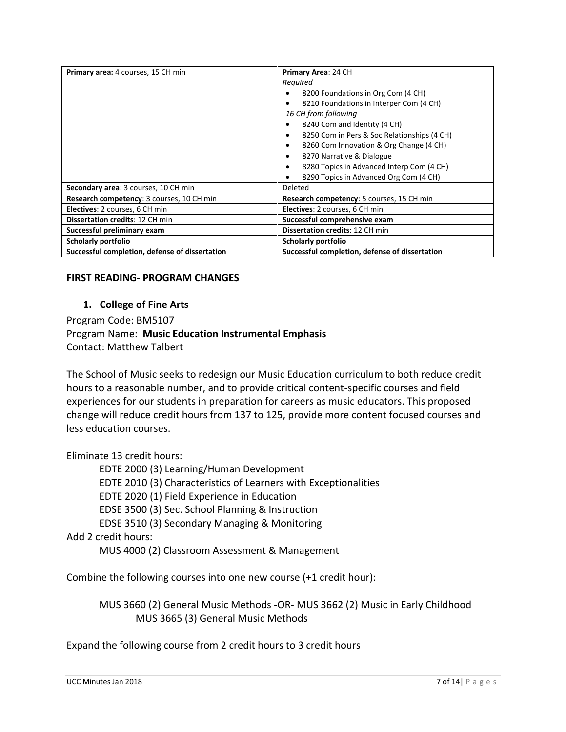| **Primary area:** 4 courses, 15 CH min | **Primary Area**: 24 CH<br>*Required*<br>• 8200 Foundations in Org Com (4 CH)<br>• 8210 Foundations in Interper Com (4 CH)<br>*16 CH from following*<br>• 8240 Com and Identity (4 CH)<br>• 8250 Com in Pers & Soc Relationships (4 CH)<br>• 8260 Com Innovation & Org Change (4 CH)<br>• 8270 Narrative & Dialogue<br>• 8280 Topics in Advanced Interp Com (4 CH)<br>• 8290 Topics in Advanced Org Com (4 CH) |
|---|---|
| **Secondary area**: 3 courses, 10 CH min | Deleted |
| **Research competency**: 3 courses, 10 CH min | **Research competency**: 5 courses, 15 CH min |
| **Electives**: 2 courses, 6 CH min | **Electives**: 2 courses, 6 CH min |
| **Dissertation credits**: 12 CH min | **Successful comprehensive exam** |
| **Successful preliminary exam** | **Dissertation credits**: 12 CH min |
| **Scholarly portfolio** | **Scholarly portfolio** |
| **Successful completion, defense of dissertation** | **Successful completion, defense of dissertation** |

## FIRST READING- PROGRAM CHANGES

### 1. College of Fine Arts

Program Code: BM5107
Program Name: **Music Education Instrumental Emphasis**
Contact: Matthew Talbert

The School of Music seeks to redesign our Music Education curriculum to both reduce credit hours to a reasonable number, and to provide critical content-specific courses and field experiences for our students in preparation for careers as music educators. This proposed change will reduce credit hours from 137 to 125, provide more content focused courses and less education courses.

Eliminate 13 credit hours:

- EDTE 2000 (3) Learning/Human Development
- EDTE 2010 (3) Characteristics of Learners with Exceptionalities
- EDTE 2020 (1) Field Experience in Education
- EDSE 3500 (3) Sec. School Planning & Instruction
- EDSE 3510 (3) Secondary Managing & Monitoring

Add 2 credit hours:

- MUS 4000 (2) Classroom Assessment & Management

Combine the following courses into one new course (+1 credit hour):

MUS 3660 (2) General Music Methods -OR- MUS 3662 (2) Music in Early Childhood
MUS 3665 (3) General Music Methods

Expand the following course from 2 credit hours to 3 credit hours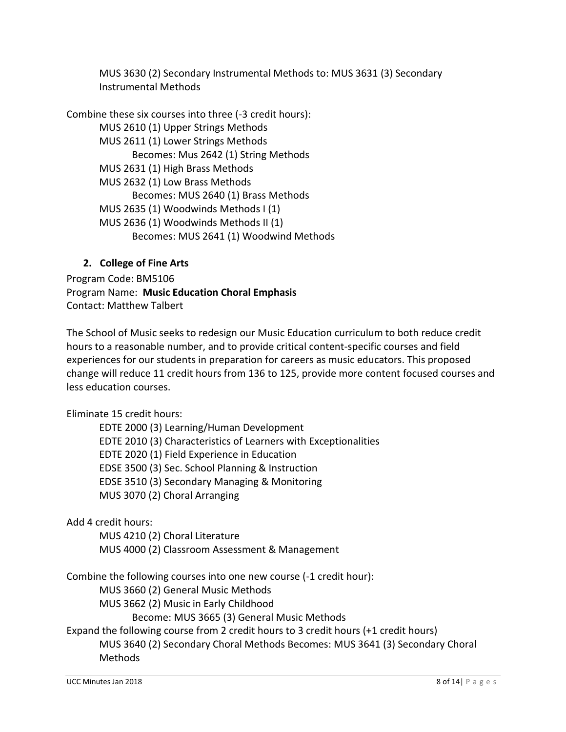MUS 3630 (2) Secondary Instrumental Methods to: MUS 3631 (3) Secondary Instrumental Methods

Combine these six courses into three (-3 credit hours):

- MUS 2610 (1) Upper Strings Methods
- MUS 2611 (1) Lower Strings Methods
  - Becomes: Mus 2642 (1) String Methods
- MUS 2631 (1) High Brass Methods
- MUS 2632 (1) Low Brass Methods
  - Becomes: MUS 2640 (1) Brass Methods
- MUS 2635 (1) Woodwinds Methods I (1)
- MUS 2636 (1) Woodwinds Methods II (1)
  - Becomes: MUS 2641 (1) Woodwind Methods

2. **College of Fine Arts**

Program Code: BM5106
Program Name: **Music Education Choral Emphasis**
Contact: Matthew Talbert

The School of Music seeks to redesign our Music Education curriculum to both reduce credit hours to a reasonable number, and to provide critical content-specific courses and field experiences for our students in preparation for careers as music educators. This proposed change will reduce 11 credit hours from 136 to 125, provide more content focused courses and less education courses.

Eliminate 15 credit hours:

- EDTE 2000 (3) Learning/Human Development
- EDTE 2010 (3) Characteristics of Learners with Exceptionalities
- EDTE 2020 (1) Field Experience in Education
- EDSE 3500 (3) Sec. School Planning & Instruction
- EDSE 3510 (3) Secondary Managing & Monitoring
- MUS 3070 (2) Choral Arranging

Add 4 credit hours:

- MUS 4210 (2) Choral Literature
- MUS 4000 (2) Classroom Assessment & Management

Combine the following courses into one new course (-1 credit hour):

- MUS 3660 (2) General Music Methods
- MUS 3662 (2) Music in Early Childhood
  - Become: MUS 3665 (3) General Music Methods

Expand the following course from 2 credit hours to 3 credit hours (+1 credit hours)

- MUS 3640 (2) Secondary Choral Methods Becomes: MUS 3641 (3) Secondary Choral Methods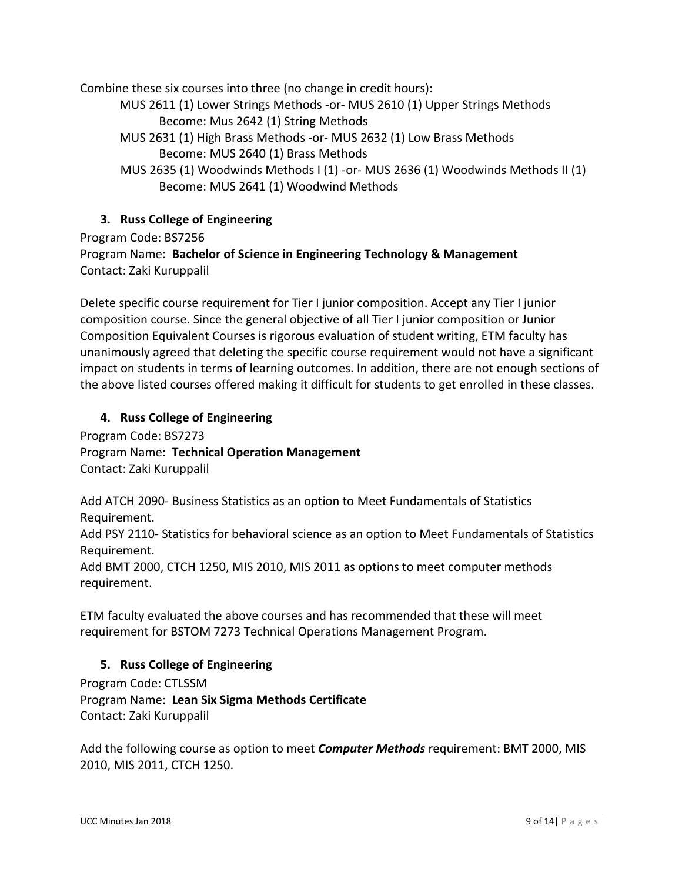Combine these six courses into three (no change in credit hours):

MUS 2611 (1) Lower Strings Methods -or- MUS 2610 (1) Upper Strings Methods
 Become: Mus 2642 (1) String Methods
MUS 2631 (1) High Brass Methods -or- MUS 2632 (1) Low Brass Methods
 Become: MUS 2640 (1) Brass Methods
MUS 2635 (1) Woodwinds Methods I (1) -or- MUS 2636 (1) Woodwinds Methods II (1)
 Become: MUS 2641 (1) Woodwind Methods

3. **Russ College of Engineering**

Program Code: BS7256
Program Name: **Bachelor of Science in Engineering Technology & Management**
Contact: Zaki Kuruppalil

Delete specific course requirement for Tier I junior composition. Accept any Tier I junior composition course. Since the general objective of all Tier I junior composition or Junior Composition Equivalent Courses is rigorous evaluation of student writing, ETM faculty has unanimously agreed that deleting the specific course requirement would not have a significant impact on students in terms of learning outcomes. In addition, there are not enough sections of the above listed courses offered making it difficult for students to get enrolled in these classes.

4. **Russ College of Engineering**

Program Code: BS7273
Program Name: **Technical Operation Management**
Contact: Zaki Kuruppalil

Add ATCH 2090- Business Statistics as an option to Meet Fundamentals of Statistics Requirement.
Add PSY 2110- Statistics for behavioral science as an option to Meet Fundamentals of Statistics Requirement.
Add BMT 2000, CTCH 1250, MIS 2010, MIS 2011 as options to meet computer methods requirement.

ETM faculty evaluated the above courses and has recommended that these will meet requirement for BSTOM 7273 Technical Operations Management Program.

5. **Russ College of Engineering**

Program Code: CTLSSM
Program Name: **Lean Six Sigma Methods Certificate**
Contact: Zaki Kuruppalil

Add the following course as option to meet ***Computer Methods*** requirement: BMT 2000, MIS 2010, MIS 2011, CTCH 1250.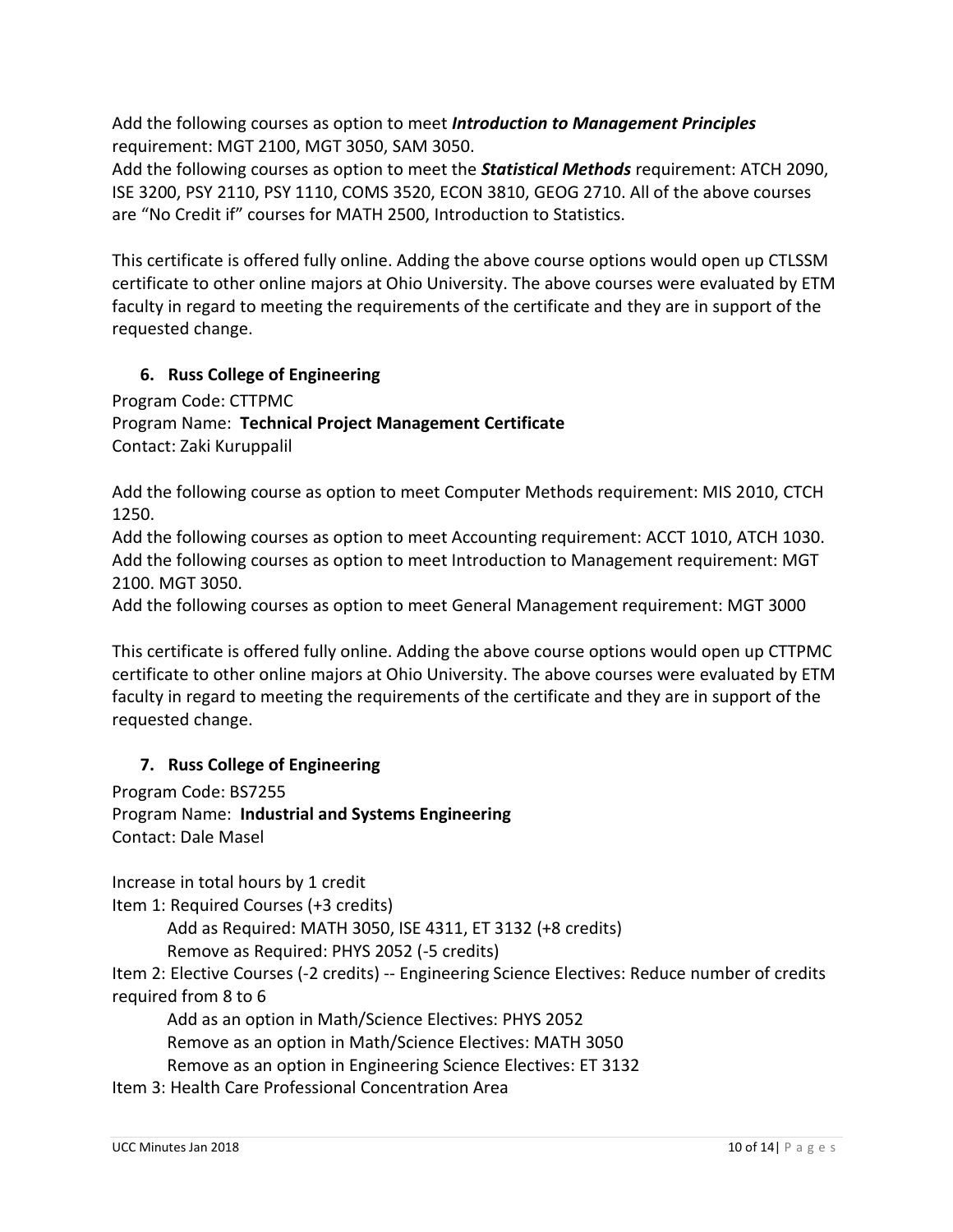Add the following courses as option to meet ***Introduction to Management Principles*** requirement: MGT 2100, MGT 3050, SAM 3050.
Add the following courses as option to meet the ***Statistical Methods*** requirement: ATCH 2090, ISE 3200, PSY 2110, PSY 1110, COMS 3520, ECON 3810, GEOG 2710. All of the above courses are "No Credit if" courses for MATH 2500, Introduction to Statistics.

This certificate is offered fully online. Adding the above course options would open up CTLSSM certificate to other online majors at Ohio University. The above courses were evaluated by ETM faculty in regard to meeting the requirements of the certificate and they are in support of the requested change.

### 6. Russ College of Engineering

Program Code: CTTPMC
Program Name: **Technical Project Management Certificate**
Contact: Zaki Kuruppalil

Add the following course as option to meet Computer Methods requirement: MIS 2010, CTCH 1250.
Add the following courses as option to meet Accounting requirement: ACCT 1010, ATCH 1030.
Add the following courses as option to meet Introduction to Management requirement: MGT 2100. MGT 3050.
Add the following courses as option to meet General Management requirement: MGT 3000

This certificate is offered fully online. Adding the above course options would open up CTTPMC certificate to other online majors at Ohio University. The above courses were evaluated by ETM faculty in regard to meeting the requirements of the certificate and they are in support of the requested change.

### 7. Russ College of Engineering

Program Code: BS7255
Program Name: **Industrial and Systems Engineering**
Contact: Dale Masel

Increase in total hours by 1 credit
Item 1: Required Courses (+3 credits)
- Add as Required: MATH 3050, ISE 4311, ET 3132 (+8 credits)
- Remove as Required: PHYS 2052 (-5 credits)

Item 2: Elective Courses (-2 credits) -- Engineering Science Electives: Reduce number of credits required from 8 to 6
- Add as an option in Math/Science Electives: PHYS 2052
- Remove as an option in Math/Science Electives: MATH 3050
- Remove as an option in Engineering Science Electives: ET 3132

Item 3: Health Care Professional Concentration Area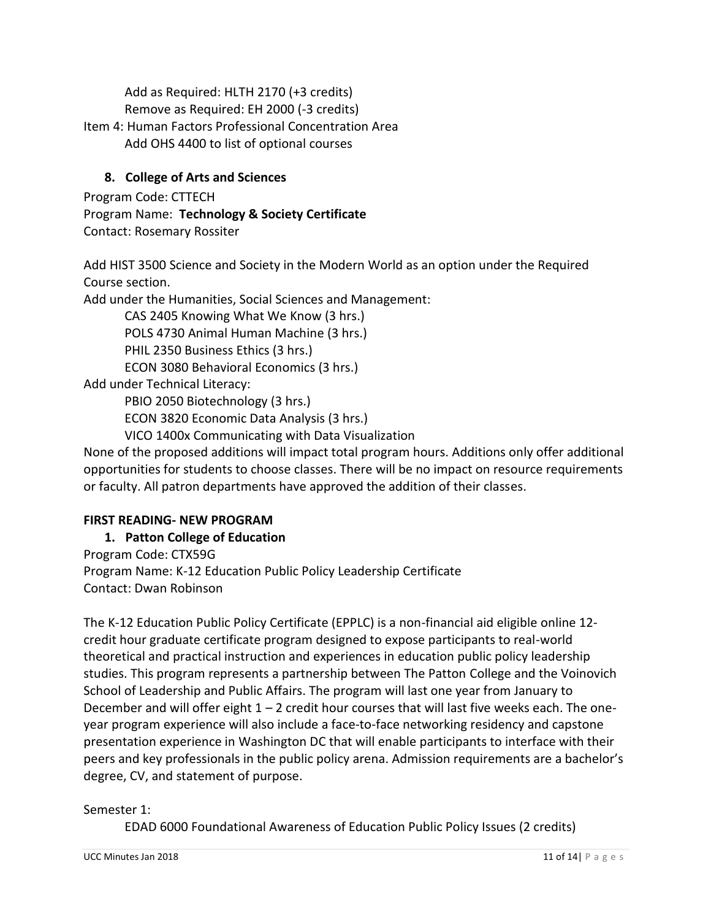Add as Required: HLTH 2170 (+3 credits)
Remove as Required: EH 2000 (-3 credits)

Item 4: Human Factors Professional Concentration Area
Add OHS 4400 to list of optional courses

### 8. College of Arts and Sciences

Program Code: CTTECH
Program Name: **Technology & Society Certificate**
Contact: Rosemary Rossiter

Add HIST 3500 Science and Society in the Modern World as an option under the Required Course section.

Add under the Humanities, Social Sciences and Management:
- CAS 2405 Knowing What We Know (3 hrs.)
- POLS 4730 Animal Human Machine (3 hrs.)
- PHIL 2350 Business Ethics (3 hrs.)
- ECON 3080 Behavioral Economics (3 hrs.)

Add under Technical Literacy:
- PBIO 2050 Biotechnology (3 hrs.)
- ECON 3820 Economic Data Analysis (3 hrs.)
- VICO 1400x Communicating with Data Visualization

None of the proposed additions will impact total program hours. Additions only offer additional opportunities for students to choose classes. There will be no impact on resource requirements or faculty. All patron departments have approved the addition of their classes.

**FIRST READING- NEW PROGRAM**

### 1. Patton College of Education

Program Code: CTX59G
Program Name: K-12 Education Public Policy Leadership Certificate
Contact: Dwan Robinson

The K-12 Education Public Policy Certificate (EPPLC) is a non-financial aid eligible online 12-credit hour graduate certificate program designed to expose participants to real-world theoretical and practical instruction and experiences in education public policy leadership studies. This program represents a partnership between The Patton College and the Voinovich School of Leadership and Public Affairs. The program will last one year from January to December and will offer eight 1 – 2 credit hour courses that will last five weeks each. The one-year program experience will also include a face-to-face networking residency and capstone presentation experience in Washington DC that will enable participants to interface with their peers and key professionals in the public policy arena. Admission requirements are a bachelor's degree, CV, and statement of purpose.

Semester 1:
- EDAD 6000 Foundational Awareness of Education Public Policy Issues (2 credits)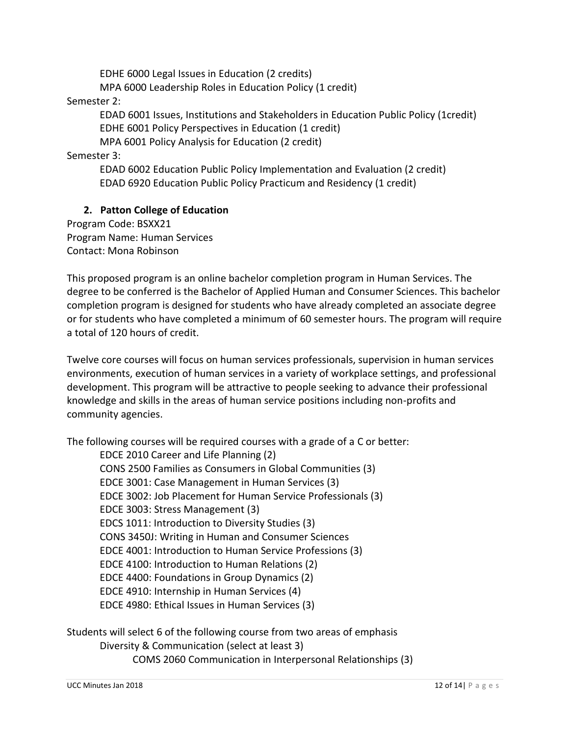EDHE 6000 Legal Issues in Education (2 credits)
MPA 6000 Leadership Roles in Education Policy (1 credit)

Semester 2:

EDAD 6001 Issues, Institutions and Stakeholders in Education Public Policy (1credit)
EDHE 6001 Policy Perspectives in Education (1 credit)
MPA 6001 Policy Analysis for Education (2 credit)

Semester 3:

EDAD 6002 Education Public Policy Implementation and Evaluation (2 credit)
EDAD 6920 Education Public Policy Practicum and Residency (1 credit)

### 2. Patton College of Education

Program Code: BSXX21
Program Name: Human Services
Contact: Mona Robinson

This proposed program is an online bachelor completion program in Human Services. The degree to be conferred is the Bachelor of Applied Human and Consumer Sciences. This bachelor completion program is designed for students who have already completed an associate degree or for students who have completed a minimum of 60 semester hours. The program will require a total of 120 hours of credit.

Twelve core courses will focus on human services professionals, supervision in human services environments, execution of human services in a variety of workplace settings, and professional development. This program will be attractive to people seeking to advance their professional knowledge and skills in the areas of human service positions including non-profits and community agencies.

The following courses will be required courses with a grade of a C or better:

EDCE 2010 Career and Life Planning (2)
CONS 2500 Families as Consumers in Global Communities (3)
EDCE 3001: Case Management in Human Services (3)
EDCE 3002: Job Placement for Human Service Professionals (3)
EDCE 3003: Stress Management (3)
EDCS 1011: Introduction to Diversity Studies (3)
CONS 3450J: Writing in Human and Consumer Sciences
EDCE 4001: Introduction to Human Service Professions (3)
EDCE 4100: Introduction to Human Relations (2)
EDCE 4400: Foundations in Group Dynamics (2)
EDCE 4910: Internship in Human Services (4)
EDCE 4980: Ethical Issues in Human Services (3)

Students will select 6 of the following course from two areas of emphasis

Diversity & Communication (select at least 3)

COMS 2060 Communication in Interpersonal Relationships (3)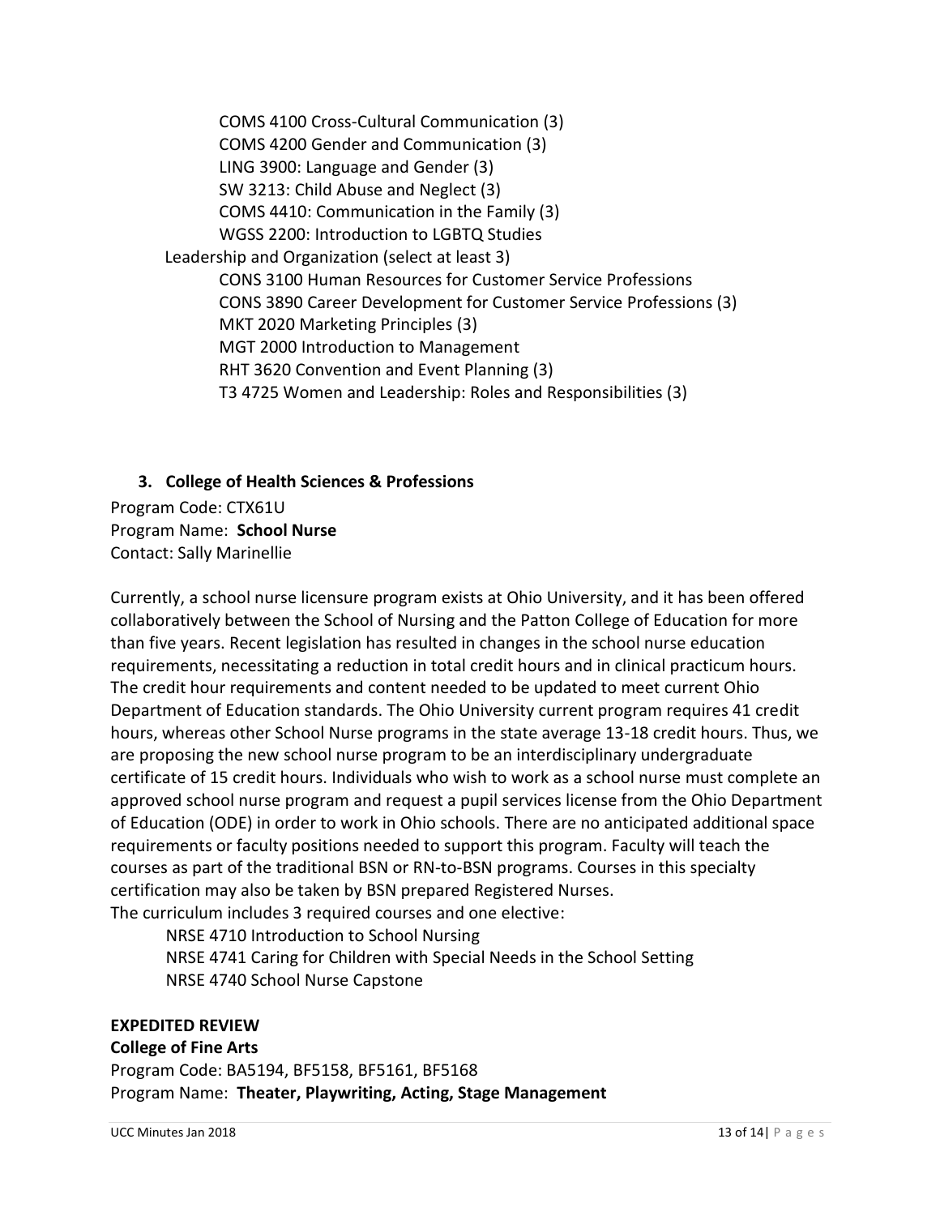- COMS 4100 Cross-Cultural Communication (3)
- COMS 4200 Gender and Communication (3)
- LING 3900: Language and Gender (3)
- SW 3213: Child Abuse and Neglect (3)
- COMS 4410: Communication in the Family (3)
- WGSS 2200: Introduction to LGBTQ Studies

Leadership and Organization (select at least 3)

- CONS 3100 Human Resources for Customer Service Professions
- CONS 3890 Career Development for Customer Service Professions (3)
- MKT 2020 Marketing Principles (3)
- MGT 2000 Introduction to Management
- RHT 3620 Convention and Event Planning (3)
- T3 4725 Women and Leadership: Roles and Responsibilities (3)

### 3. College of Health Sciences & Professions

Program Code: CTX61U
Program Name: **School Nurse**
Contact: Sally Marinellie

Currently, a school nurse licensure program exists at Ohio University, and it has been offered collaboratively between the School of Nursing and the Patton College of Education for more than five years. Recent legislation has resulted in changes in the school nurse education requirements, necessitating a reduction in total credit hours and in clinical practicum hours. The credit hour requirements and content needed to be updated to meet current Ohio Department of Education standards. The Ohio University current program requires 41 credit hours, whereas other School Nurse programs in the state average 13-18 credit hours. Thus, we are proposing the new school nurse program to be an interdisciplinary undergraduate certificate of 15 credit hours. Individuals who wish to work as a school nurse must complete an approved school nurse program and request a pupil services license from the Ohio Department of Education (ODE) in order to work in Ohio schools. There are no anticipated additional space requirements or faculty positions needed to support this program. Faculty will teach the courses as part of the traditional BSN or RN-to-BSN programs. Courses in this specialty certification may also be taken by BSN prepared Registered Nurses.
The curriculum includes 3 required courses and one elective:

- NRSE 4710 Introduction to School Nursing
- NRSE 4741 Caring for Children with Special Needs in the School Setting
- NRSE 4740 School Nurse Capstone

**EXPEDITED REVIEW**

**College of Fine Arts**

Program Code: BA5194, BF5158, BF5161, BF5168
Program Name: **Theater, Playwriting, Acting, Stage Management**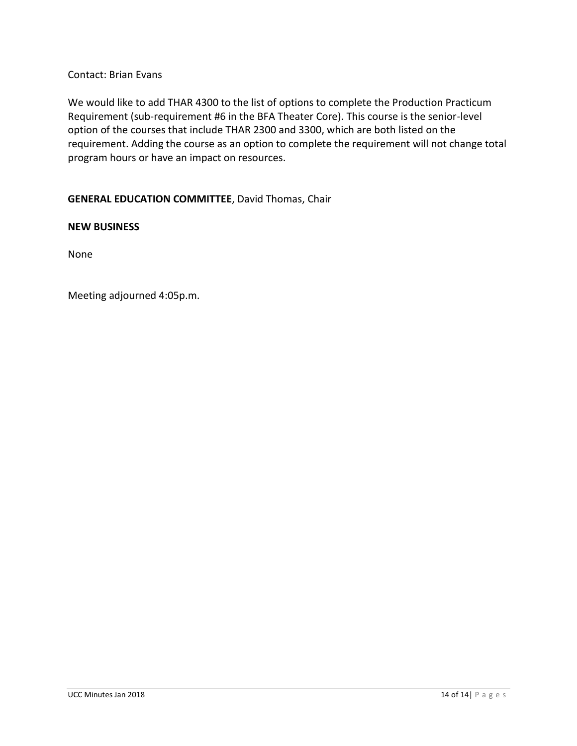Contact: Brian Evans

We would like to add THAR 4300 to the list of options to complete the Production Practicum Requirement (sub-requirement #6 in the BFA Theater Core). This course is the senior-level option of the courses that include THAR 2300 and 3300, which are both listed on the requirement. Adding the course as an option to complete the requirement will not change total program hours or have an impact on resources.

**GENERAL EDUCATION COMMITTEE**, David Thomas, Chair

**NEW BUSINESS**

None

Meeting adjourned 4:05p.m.